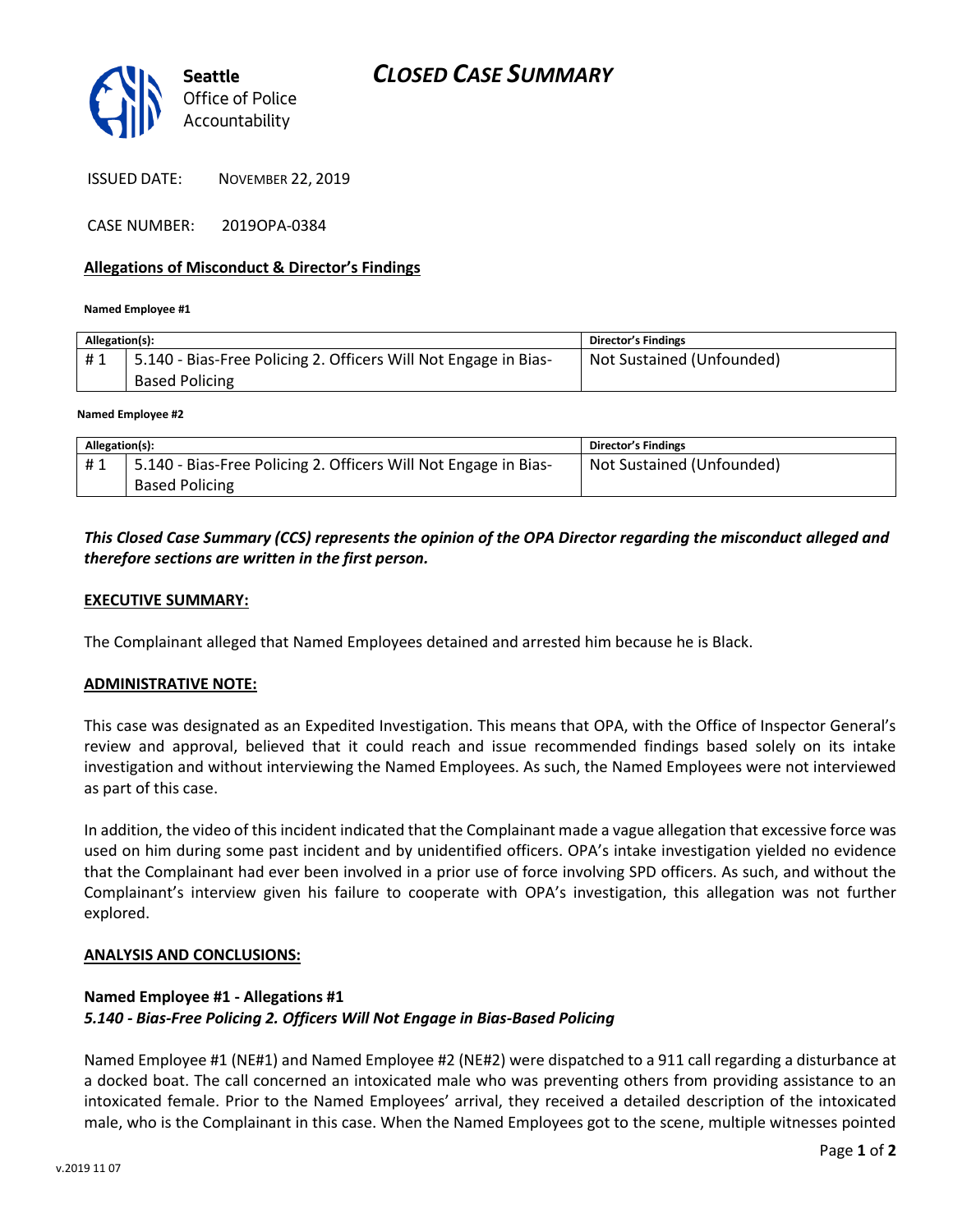Seattle Office of Police Accountability

# CLOSED CASE SUMMARY

ISSUED DATE: NOVEMBER 22, 2019

CASE NUMBER: 2019OPA-0384

## Allegations of Misconduct & Director's Findings

**Named Employee #1**

| Allegation(s): | | Director's Findings |
|---|---|---|
| # 1 | 5.140 - Bias-Free Policing 2. Officers Will Not Engage in Bias-Based Policing | Not Sustained (Unfounded) |

**Named Employee #2**

| Allegation(s): | | Director's Findings |
|---|---|---|
| # 1 | 5.140 - Bias-Free Policing 2. Officers Will Not Engage in Bias-Based Policing | Not Sustained (Unfounded) |

***This Closed Case Summary (CCS) represents the opinion of the OPA Director regarding the misconduct alleged and therefore sections are written in the first person.***

### EXECUTIVE SUMMARY:

The Complainant alleged that Named Employees detained and arrested him because he is Black.

### ADMINISTRATIVE NOTE:

This case was designated as an Expedited Investigation. This means that OPA, with the Office of Inspector General's review and approval, believed that it could reach and issue recommended findings based solely on its intake investigation and without interviewing the Named Employees. As such, the Named Employees were not interviewed as part of this case.

In addition, the video of this incident indicated that the Complainant made a vague allegation that excessive force was used on him during some past incident and by unidentified officers. OPA's intake investigation yielded no evidence that the Complainant had ever been involved in a prior use of force involving SPD officers. As such, and without the Complainant's interview given his failure to cooperate with OPA's investigation, this allegation was not further explored.

### ANALYSIS AND CONCLUSIONS:

**Named Employee #1 - Allegations #1**
***5.140 - Bias-Free Policing 2. Officers Will Not Engage in Bias-Based Policing***

Named Employee #1 (NE#1) and Named Employee #2 (NE#2) were dispatched to a 911 call regarding a disturbance at a docked boat. The call concerned an intoxicated male who was preventing others from providing assistance to an intoxicated female. Prior to the Named Employees' arrival, they received a detailed description of the intoxicated male, who is the Complainant in this case. When the Named Employees got to the scene, multiple witnesses pointed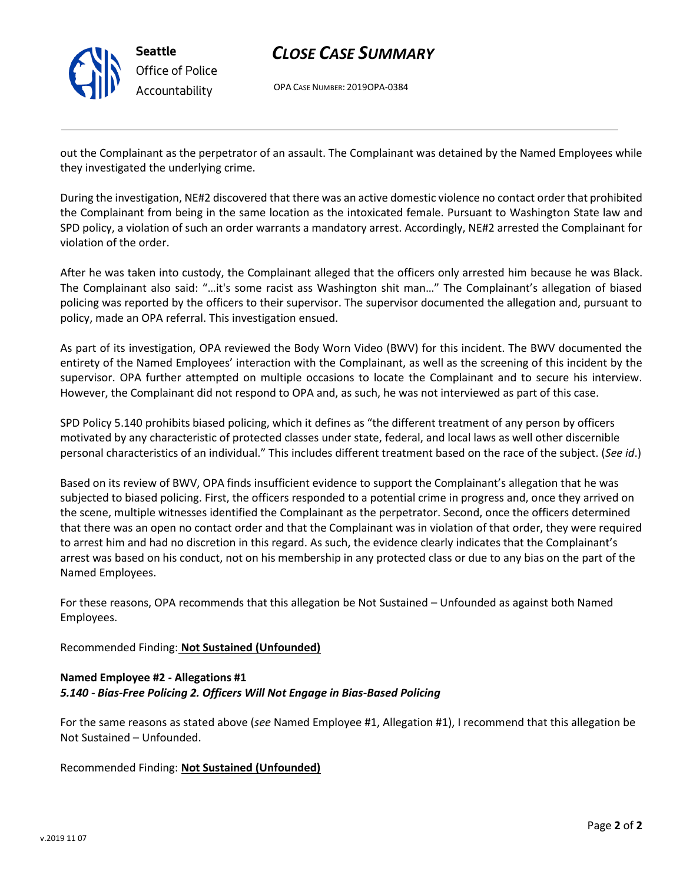out the Complainant as the perpetrator of an assault. The Complainant was detained by the Named Employees while they investigated the underlying crime.

During the investigation, NE#2 discovered that there was an active domestic violence no contact order that prohibited the Complainant from being in the same location as the intoxicated female. Pursuant to Washington State law and SPD policy, a violation of such an order warrants a mandatory arrest. Accordingly, NE#2 arrested the Complainant for violation of the order.

After he was taken into custody, the Complainant alleged that the officers only arrested him because he was Black. The Complainant also said: "…it's some racist ass Washington shit man…" The Complainant's allegation of biased policing was reported by the officers to their supervisor. The supervisor documented the allegation and, pursuant to policy, made an OPA referral. This investigation ensued.

As part of its investigation, OPA reviewed the Body Worn Video (BWV) for this incident. The BWV documented the entirety of the Named Employees' interaction with the Complainant, as well as the screening of this incident by the supervisor. OPA further attempted on multiple occasions to locate the Complainant and to secure his interview. However, the Complainant did not respond to OPA and, as such, he was not interviewed as part of this case.

SPD Policy 5.140 prohibits biased policing, which it defines as "the different treatment of any person by officers motivated by any characteristic of protected classes under state, federal, and local laws as well other discernible personal characteristics of an individual." This includes different treatment based on the race of the subject. (*See id*.)

Based on its review of BWV, OPA finds insufficient evidence to support the Complainant's allegation that he was subjected to biased policing. First, the officers responded to a potential crime in progress and, once they arrived on the scene, multiple witnesses identified the Complainant as the perpetrator. Second, once the officers determined that there was an open no contact order and that the Complainant was in violation of that order, they were required to arrest him and had no discretion in this regard. As such, the evidence clearly indicates that the Complainant's arrest was based on his conduct, not on his membership in any protected class or due to any bias on the part of the Named Employees.

For these reasons, OPA recommends that this allegation be Not Sustained – Unfounded as against both Named Employees.

Recommended Finding: **Not Sustained (Unfounded)**

**Named Employee #2 - Allegations #1**
***5.140 - Bias-Free Policing 2. Officers Will Not Engage in Bias-Based Policing***

For the same reasons as stated above (*see* Named Employee #1, Allegation #1), I recommend that this allegation be Not Sustained – Unfounded.

Recommended Finding: **Not Sustained (Unfounded)**